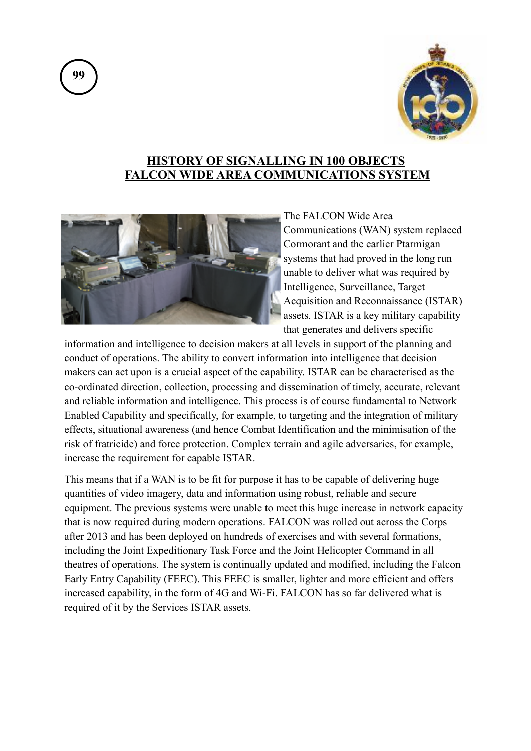# HISTORY OF SIGNALLING IN 100 OBJECTS
## FALCON WIDE AREA COMMUNICATIONS SYSTEM

The FALCON Wide Area Communications (WAN) system replaced Cormorant and the earlier Ptarmigan systems that had proved in the long run unable to deliver what was required by Intelligence, Surveillance, Target Acquisition and Reconnaissance (ISTAR) assets. ISTAR is a key military capability that generates and delivers specific information and intelligence to decision makers at all levels in support of the planning and conduct of operations. The ability to convert information into intelligence that decision makers can act upon is a crucial aspect of the capability. ISTAR can be characterised as the co-ordinated direction, collection, processing and dissemination of timely, accurate, relevant and reliable information and intelligence. This process is of course fundamental to Network Enabled Capability and specifically, for example, to targeting and the integration of military effects, situational awareness (and hence Combat Identification and the minimisation of the risk of fratricide) and force protection. Complex terrain and agile adversaries, for example, increase the requirement for capable ISTAR.

This means that if a WAN is to be fit for purpose it has to be capable of delivering huge quantities of video imagery, data and information using robust, reliable and secure equipment. The previous systems were unable to meet this huge increase in network capacity that is now required during modern operations. FALCON was rolled out across the Corps after 2013 and has been deployed on hundreds of exercises and with several formations, including the Joint Expeditionary Task Force and the Joint Helicopter Command in all theatres of operations. The system is continually updated and modified, including the Falcon Early Entry Capability (FEEC). This FEEC is smaller, lighter and more efficient and offers increased capability, in the form of 4G and Wi-Fi. FALCON has so far delivered what is required of it by the Services ISTAR assets.